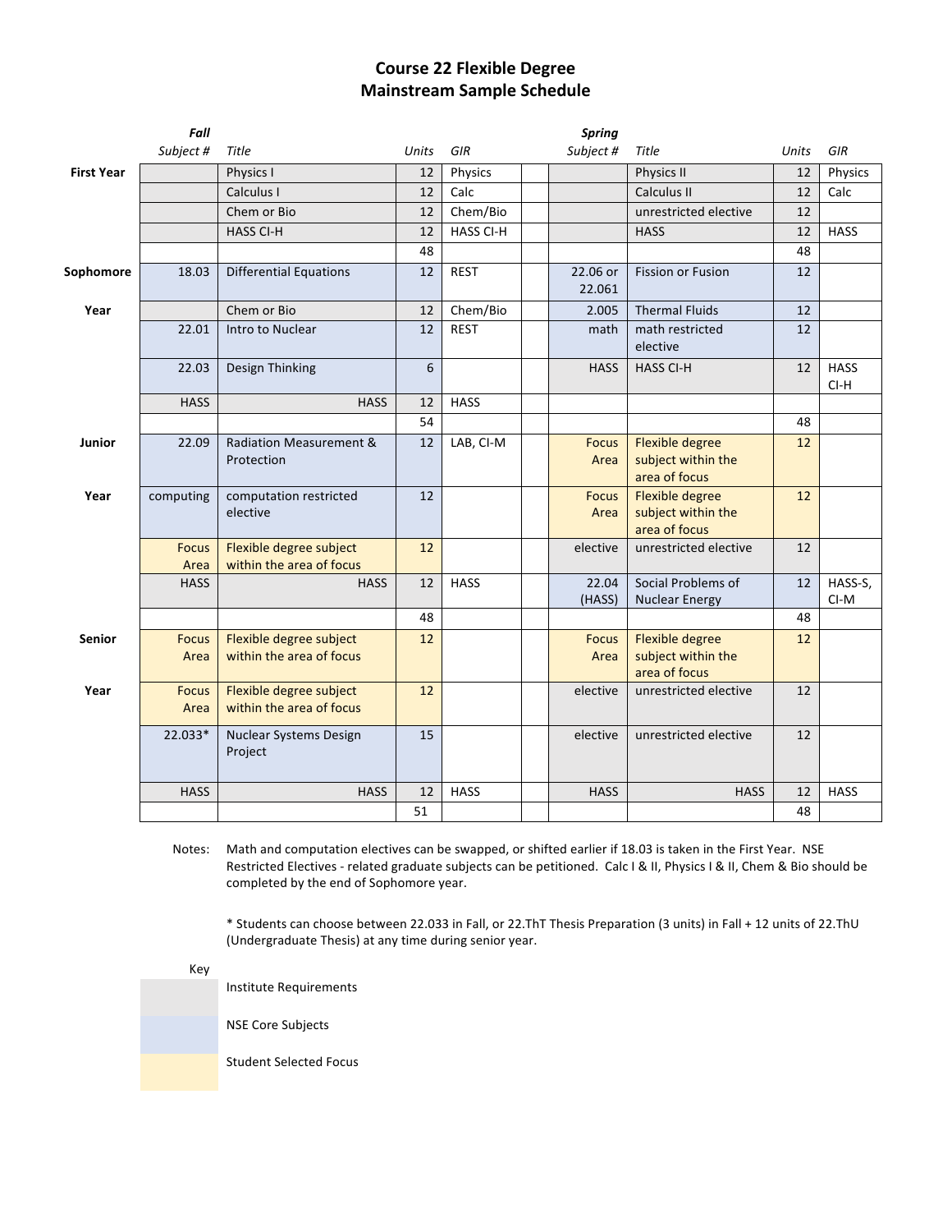# Course 22 Flexible Degree
## Mainstream Sample Schedule

| | *Fall* | | | | | *Spring* | | | |
|---|---|---|---|---|---|---|---|---|---|
| | *Subject #* | *Title* | *Units* | *GIR* | | *Subject #* | *Title* | *Units* | *GIR* |
| **First Year** | | Physics I | 12 | Physics | | | Physics II | 12 | Physics |
| | | Calculus I | 12 | Calc | | | Calculus II | 12 | Calc |
| | | Chem or Bio | 12 | Chem/Bio | | | unrestricted elective | 12 | |
| | | HASS CI-H | 12 | HASS CI-H | | | HASS | 12 | HASS |
| | | | 48 | | | | | 48 | |
| **Sophomore Year** | 18.03 | Differential Equations | 12 | REST | | 22.06 or 22.061 | Fission or Fusion | 12 | |
| | | Chem or Bio | 12 | Chem/Bio | | 2.005 | Thermal Fluids | 12 | |
| | 22.01 | Intro to Nuclear | 12 | REST | | math | math restricted elective | 12 | |
| | 22.03 | Design Thinking | 6 | | | HASS | HASS CI-H | 12 | HASS CI-H |
| | HASS | HASS | 12 | HASS | | | | | |
| | | | 54 | | | | | 48 | |
| **Junior Year** | 22.09 | Radiation Measurement & Protection | 12 | LAB, CI-M | | Focus Area | Flexible degree subject within the area of focus | 12 | |
| | computing | computation restricted elective | 12 | | | Focus Area | Flexible degree subject within the area of focus | 12 | |
| | Focus Area | Flexible degree subject within the area of focus | 12 | | | elective | unrestricted elective | 12 | |
| | HASS | HASS | 12 | HASS | | 22.04 (HASS) | Social Problems of Nuclear Energy | 12 | HASS-S, CI-M |
| | | | 48 | | | | | 48 | |
| **Senior Year** | Focus Area | Flexible degree subject within the area of focus | 12 | | | Focus Area | Flexible degree subject within the area of focus | 12 | |
| | Focus Area | Flexible degree subject within the area of focus | 12 | | | elective | unrestricted elective | 12 | |
| | 22.033* | Nuclear Systems Design Project | 15 | | | elective | unrestricted elective | 12 | |
| | HASS | HASS | 12 | HASS | | HASS | HASS | 12 | HASS |
| | | | 51 | | | | | 48 | |

Notes: Math and computation electives can be swapped, or shifted earlier if 18.03 is taken in the First Year. NSE Restricted Electives - related graduate subjects can be petitioned. Calc I & II, Physics I & II, Chem & Bio should be completed by the end of Sophomore year.

* Students can choose between 22.033 in Fall, or 22.ThT Thesis Preparation (3 units) in Fall + 12 units of 22.ThU (Undergraduate Thesis) at any time during senior year.

Key

- Institute Requirements
- NSE Core Subjects
- Student Selected Focus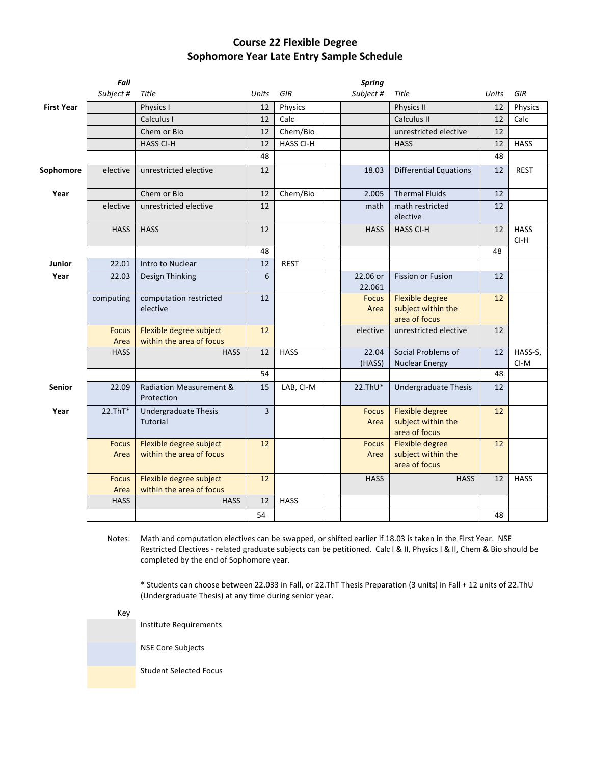# Course 22 Flexible Degree
## Sophomore Year Late Entry Sample Schedule

| | Fall Subject # | Title | Units | GIR | | Spring Subject # | Title | Units | GIR |
|---|---|---|---|---|---|---|---|---|---|
| **First Year** | | Physics I | 12 | Physics | | | Physics II | 12 | Physics |
| | | Calculus I | 12 | Calc | | | Calculus II | 12 | Calc |
| | | Chem or Bio | 12 | Chem/Bio | | | unrestricted elective | 12 | |
| | | HASS CI-H | 12 | HASS CI-H | | | HASS | 12 | HASS |
| | | | 48 | | | | | 48 | |
| **Sophomore Year** | elective | unrestricted elective | 12 | | | 18.03 | Differential Equations | 12 | REST |
| | | Chem or Bio | 12 | Chem/Bio | | 2.005 | Thermal Fluids | 12 | |
| | elective | unrestricted elective | 12 | | | math | math restricted elective | 12 | |
| | HASS | HASS | 12 | | | HASS | HASS CI-H | 12 | HASS CI-H |
| | | | 48 | | | | | 48 | |
| **Junior Year** | 22.01 | Intro to Nuclear | 12 | REST | | | | | |
| | 22.03 | Design Thinking | 6 | | | 22.06 or 22.061 | Fission or Fusion | 12 | |
| | computing | computation restricted elective | 12 | | | Focus Area | Flexible degree subject within the area of focus | 12 | |
| | Focus Area | Flexible degree subject within the area of focus | 12 | | | elective | unrestricted elective | 12 | |
| | HASS | HASS | 12 | HASS | | 22.04 (HASS) | Social Problems of Nuclear Energy | 12 | HASS-S, CI-M |
| | | | 54 | | | | | 48 | |
| **Senior Year** | 22.09 | Radiation Measurement & Protection | 15 | LAB, CI-M | | 22.ThU* | Undergraduate Thesis | 12 | |
| | 22.ThT* | Undergraduate Thesis Tutorial | 3 | | | Focus Area | Flexible degree subject within the area of focus | 12 | |
| | Focus Area | Flexible degree subject within the area of focus | 12 | | | Focus Area | Flexible degree subject within the area of focus | 12 | |
| | Focus Area | Flexible degree subject within the area of focus | 12 | | | HASS | HASS | 12 | HASS |
| | HASS | HASS | 12 | HASS | | | | | |
| | | | 54 | | | | | 48 | |

Notes: Math and computation electives can be swapped, or shifted earlier if 18.03 is taken in the First Year. NSE Restricted Electives - related graduate subjects can be petitioned. Calc I & II, Physics I & II, Chem & Bio should be completed by the end of Sophomore year.

* Students can choose between 22.033 in Fall, or 22.ThT Thesis Preparation (3 units) in Fall + 12 units of 22.ThU (Undergraduate Thesis) at any time during senior year.

Key

- Institute Requirements
- NSE Core Subjects
- Student Selected Focus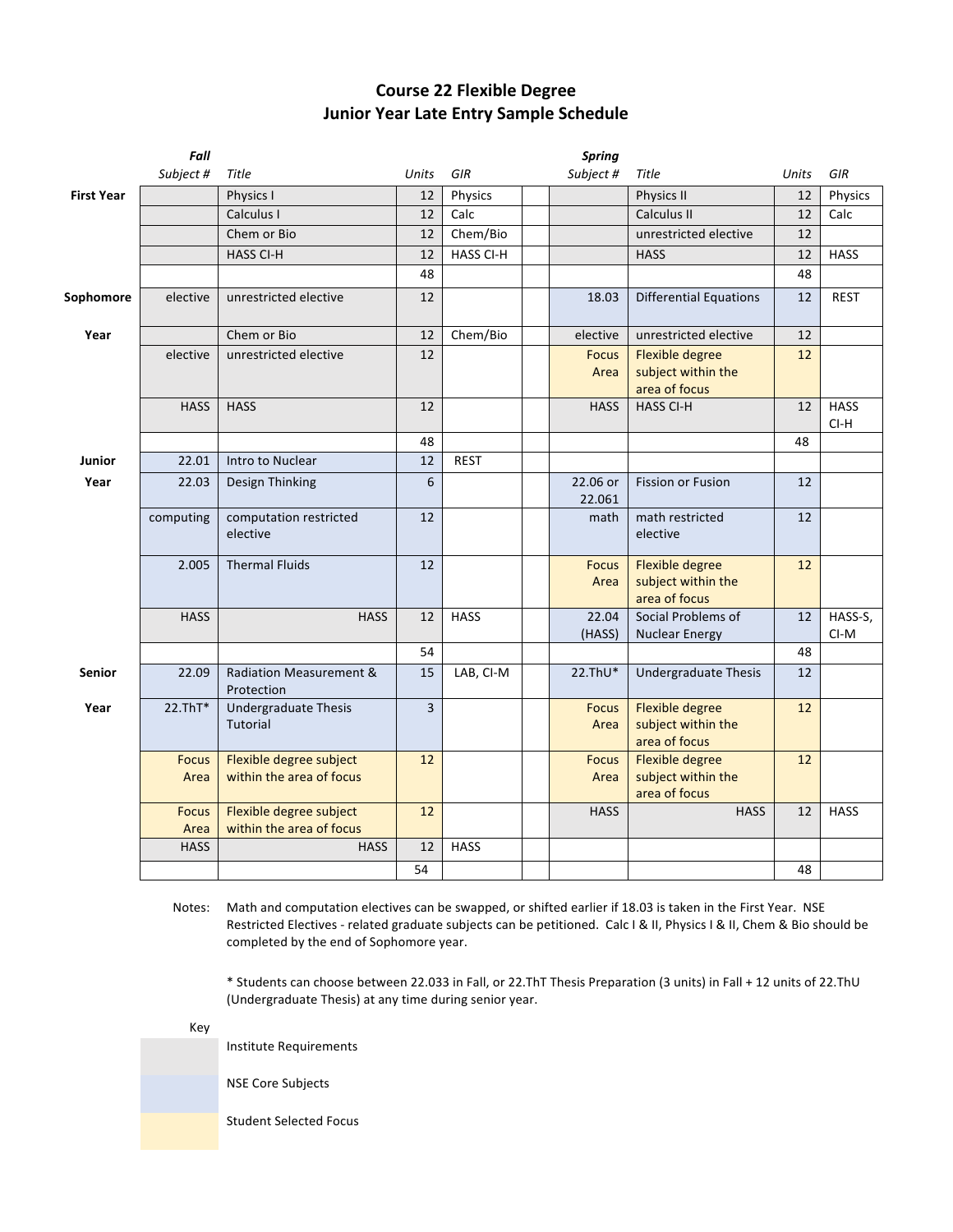# Course 22 Flexible Degree
## Junior Year Late Entry Sample Schedule

| | *Fall* Subject # | Title | Units | GIR | | *Spring* Subject # | Title | Units | GIR |
|---|---|---|---|---|---|---|---|---|---|
| **First Year** | | Physics I | 12 | Physics | | | Physics II | 12 | Physics |
| | | Calculus I | 12 | Calc | | | Calculus II | 12 | Calc |
| | | Chem or Bio | 12 | Chem/Bio | | | unrestricted elective | 12 | |
| | | HASS CI-H | 12 | HASS CI-H | | | HASS | 12 | HASS |
| | | | 48 | | | | | 48 | |
| **Sophomore** | elective | unrestricted elective | 12 | | | 18.03 | Differential Equations | 12 | REST |
| **Year** | | Chem or Bio | 12 | Chem/Bio | | elective | unrestricted elective | 12 | |
| | elective | unrestricted elective | 12 | | | Focus Area | Flexible degree subject within the area of focus | 12 | |
| | HASS | HASS | 12 | | | HASS | HASS CI-H | 12 | HASS CI-H |
| | | | 48 | | | | | 48 | |
| **Junior** | 22.01 | Intro to Nuclear | 12 | REST | | | | | |
| **Year** | 22.03 | Design Thinking | 6 | | | 22.06 or 22.061 | Fission or Fusion | 12 | |
| | computing | computation restricted elective | 12 | | | math | math restricted elective | 12 | |
| | 2.005 | Thermal Fluids | 12 | | | Focus Area | Flexible degree subject within the area of focus | 12 | |
| | HASS | HASS | 12 | HASS | | 22.04 (HASS) | Social Problems of Nuclear Energy | 12 | HASS-S, CI-M |
| | | | 54 | | | | | 48 | |
| **Senior** | 22.09 | Radiation Measurement & Protection | 15 | LAB, CI-M | | 22.ThU* | Undergraduate Thesis | 12 | |
| **Year** | 22.ThT* | Undergraduate Thesis Tutorial | 3 | | | Focus Area | Flexible degree subject within the area of focus | 12 | |
| | Focus Area | Flexible degree subject within the area of focus | 12 | | | Focus Area | Flexible degree subject within the area of focus | 12 | |
| | Focus Area | Flexible degree subject within the area of focus | 12 | | | HASS | HASS | 12 | HASS |
| | HASS | HASS | 12 | HASS | | | | | |
| | | | 54 | | | | | 48 | |

Notes: Math and computation electives can be swapped, or shifted earlier if 18.03 is taken in the First Year. NSE Restricted Electives - related graduate subjects can be petitioned. Calc I & II, Physics I & II, Chem & Bio should be completed by the end of Sophomore year.

* Students can choose between 22.033 in Fall, or 22.ThT Thesis Preparation (3 units) in Fall + 12 units of 22.ThU (Undergraduate Thesis) at any time during senior year.

Key

- Institute Requirements
- NSE Core Subjects
- Student Selected Focus